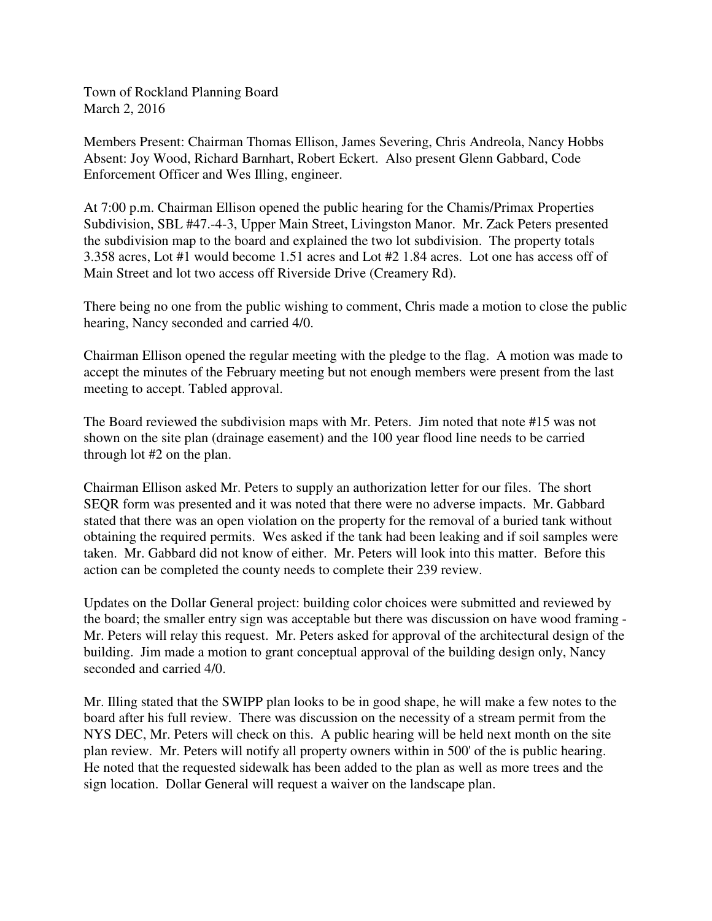Town of Rockland Planning Board
March 2, 2016

Members Present: Chairman Thomas Ellison, James Severing, Chris Andreola, Nancy Hobbs
Absent: Joy Wood, Richard Barnhart, Robert Eckert. Also present Glenn Gabbard, Code Enforcement Officer and Wes Illing, engineer.

At 7:00 p.m. Chairman Ellison opened the public hearing for the Chamis/Primax Properties Subdivision, SBL #47.-4-3, Upper Main Street, Livingston Manor. Mr. Zack Peters presented the subdivision map to the board and explained the two lot subdivision. The property totals 3.358 acres, Lot #1 would become 1.51 acres and Lot #2 1.84 acres. Lot one has access off of Main Street and lot two access off Riverside Drive (Creamery Rd).

There being no one from the public wishing to comment, Chris made a motion to close the public hearing, Nancy seconded and carried 4/0.

Chairman Ellison opened the regular meeting with the pledge to the flag. A motion was made to accept the minutes of the February meeting but not enough members were present from the last meeting to accept. Tabled approval.

The Board reviewed the subdivision maps with Mr. Peters. Jim noted that note #15 was not shown on the site plan (drainage easement) and the 100 year flood line needs to be carried through lot #2 on the plan.

Chairman Ellison asked Mr. Peters to supply an authorization letter for our files. The short SEQR form was presented and it was noted that there were no adverse impacts. Mr. Gabbard stated that there was an open violation on the property for the removal of a buried tank without obtaining the required permits. Wes asked if the tank had been leaking and if soil samples were taken. Mr. Gabbard did not know of either. Mr. Peters will look into this matter. Before this action can be completed the county needs to complete their 239 review.

Updates on the Dollar General project: building color choices were submitted and reviewed by the board; the smaller entry sign was acceptable but there was discussion on have wood framing - Mr. Peters will relay this request. Mr. Peters asked for approval of the architectural design of the building. Jim made a motion to grant conceptual approval of the building design only, Nancy seconded and carried 4/0.

Mr. Illing stated that the SWIPP plan looks to be in good shape, he will make a few notes to the board after his full review. There was discussion on the necessity of a stream permit from the NYS DEC, Mr. Peters will check on this. A public hearing will be held next month on the site plan review. Mr. Peters will notify all property owners within in 500' of the is public hearing. He noted that the requested sidewalk has been added to the plan as well as more trees and the sign location. Dollar General will request a waiver on the landscape plan.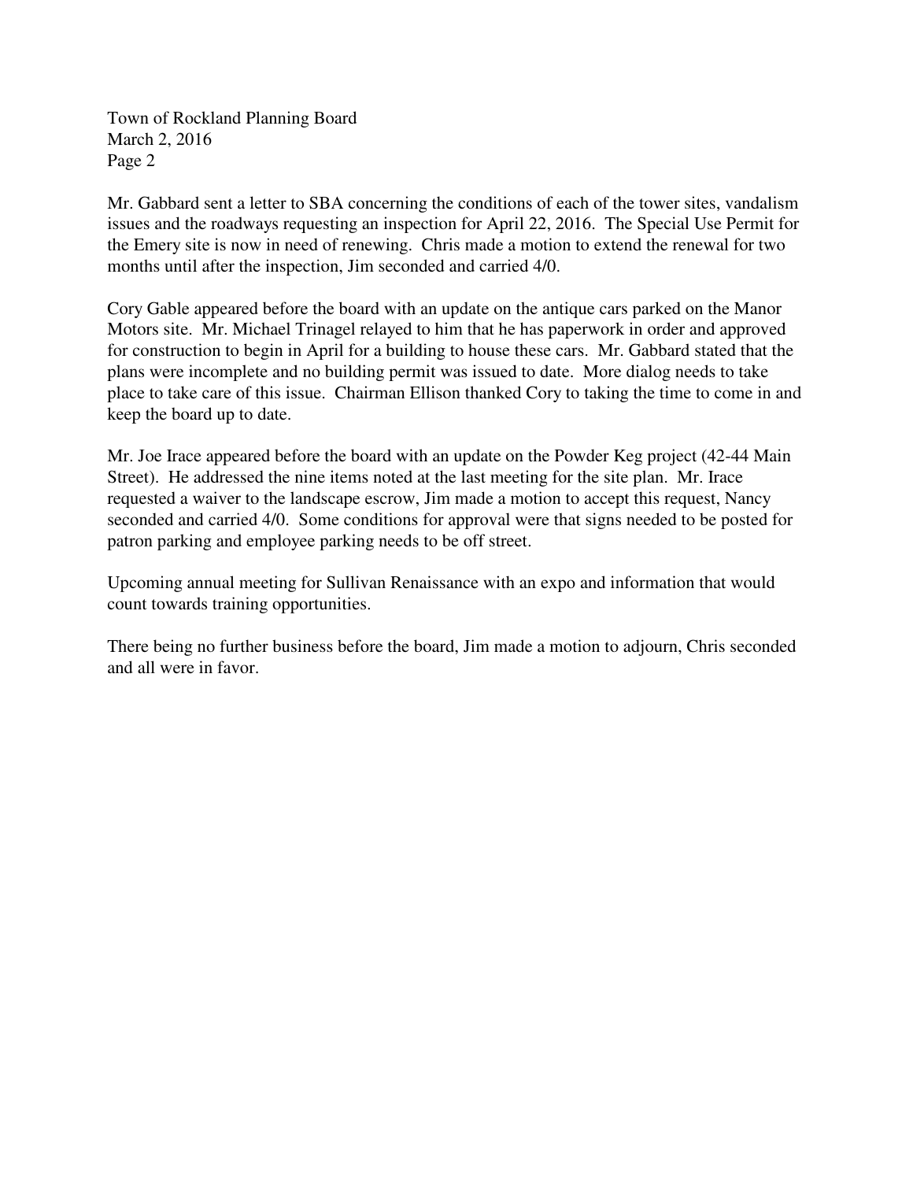Mr. Gabbard sent a letter to SBA concerning the conditions of each of the tower sites, vandalism issues and the roadways requesting an inspection for April 22, 2016. The Special Use Permit for the Emery site is now in need of renewing. Chris made a motion to extend the renewal for two months until after the inspection, Jim seconded and carried 4/0.

Cory Gable appeared before the board with an update on the antique cars parked on the Manor Motors site. Mr. Michael Trinagel relayed to him that he has paperwork in order and approved for construction to begin in April for a building to house these cars. Mr. Gabbard stated that the plans were incomplete and no building permit was issued to date. More dialog needs to take place to take care of this issue. Chairman Ellison thanked Cory to taking the time to come in and keep the board up to date.

Mr. Joe Irace appeared before the board with an update on the Powder Keg project (42-44 Main Street). He addressed the nine items noted at the last meeting for the site plan. Mr. Irace requested a waiver to the landscape escrow, Jim made a motion to accept this request, Nancy seconded and carried 4/0. Some conditions for approval were that signs needed to be posted for patron parking and employee parking needs to be off street.

Upcoming annual meeting for Sullivan Renaissance with an expo and information that would count towards training opportunities.

There being no further business before the board, Jim made a motion to adjourn, Chris seconded and all were in favor.